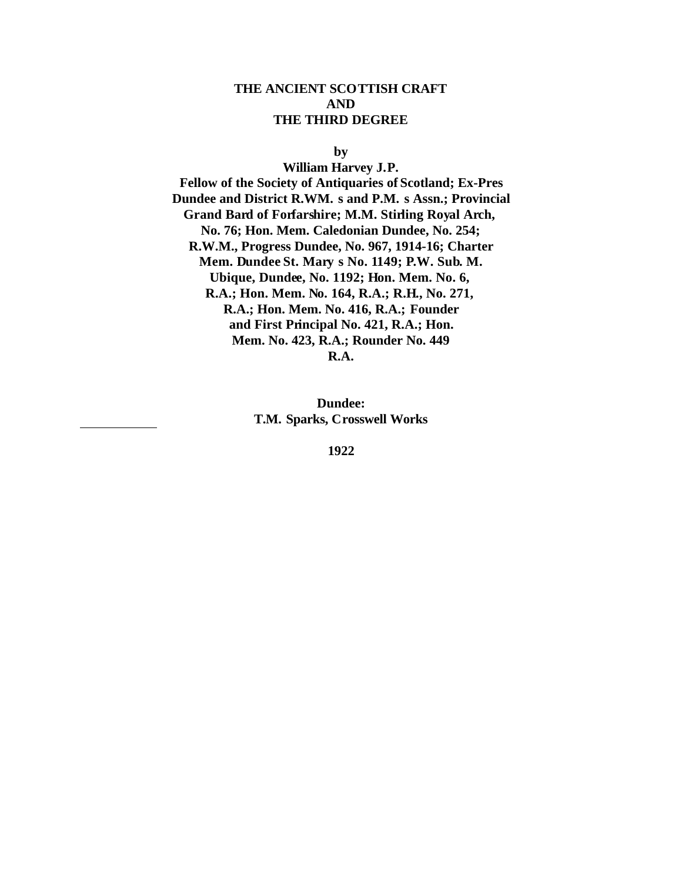# THE ANCIENT SCOTTISH CRAFT AND THE THIRD DEGREE

**by**

**William Harvey J.P.**

**Fellow of the Society of Antiquaries of Scotland; Ex-Pres Dundee and District R.WM. s and P.M. s Assn.; Provincial Grand Bard of Forfarshire; M.M. Stirling Royal Arch, No. 76; Hon. Mem. Caledonian Dundee, No. 254; R.W.M., Progress Dundee, No. 967, 1914-16; Charter Mem. Dundee St. Mary s No. 1149; P.W. Sub. M. Ubique, Dundee, No. 1192; Hon. Mem. No. 6, R.A.; Hon. Mem. No. 164, R.A.; R.H., No. 271, R.A.; Hon. Mem. No. 416, R.A.; Founder and First Principal No. 421, R.A.; Hon. Mem. No. 423, R.A.; Rounder No. 449 R.A.**

**Dundee:**
**T.M. Sparks, Crosswell Works**

**1922**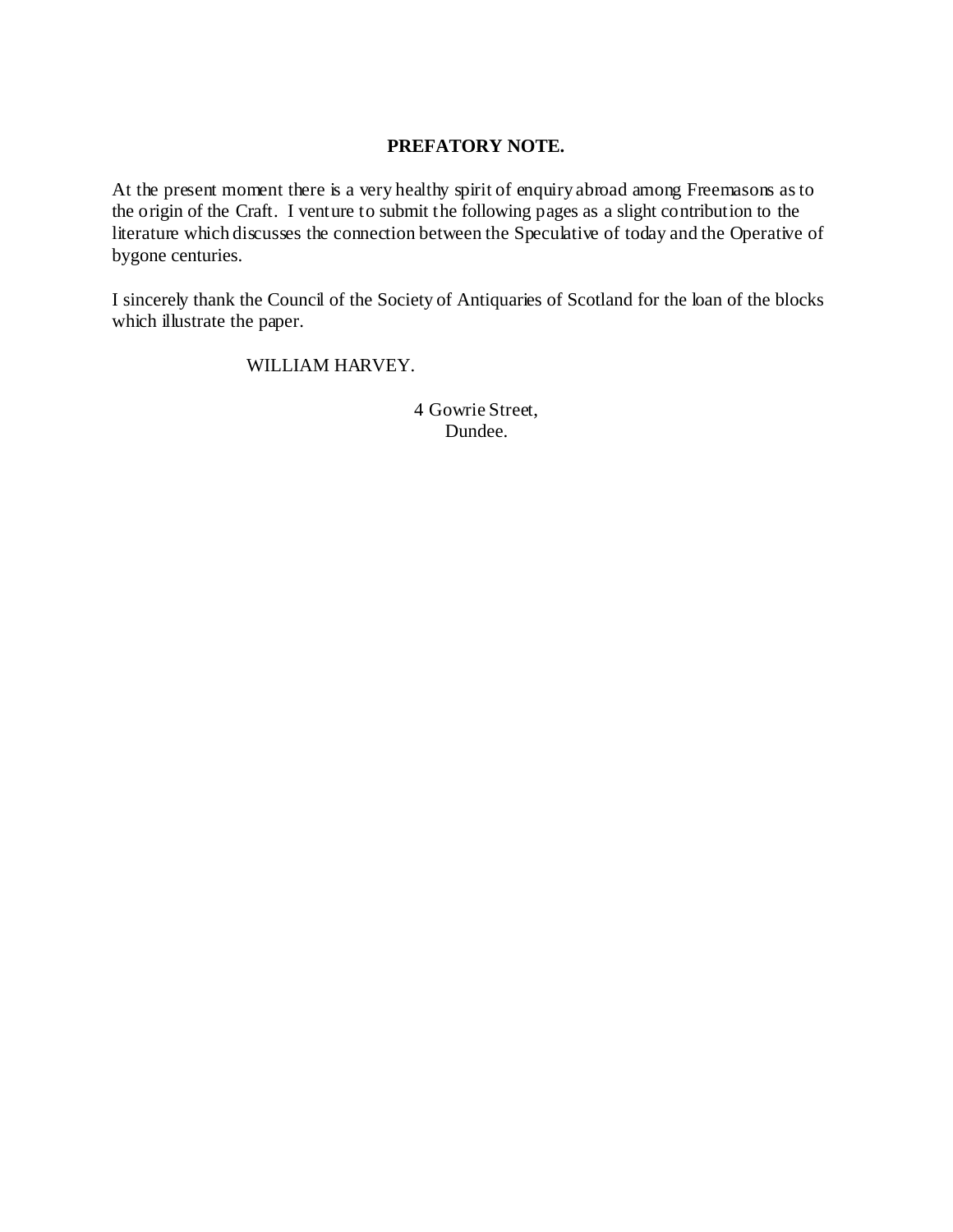## PREFATORY NOTE.

At the present moment there is a very healthy spirit of enquiry abroad among Freemasons as to the origin of the Craft. I venture to submit the following pages as a slight contribution to the literature which discusses the connection between the Speculative of today and the Operative of bygone centuries.

I sincerely thank the Council of the Society of Antiquaries of Scotland for the loan of the blocks which illustrate the paper.

WILLIAM HARVEY.

4 Gowrie Street,
Dundee.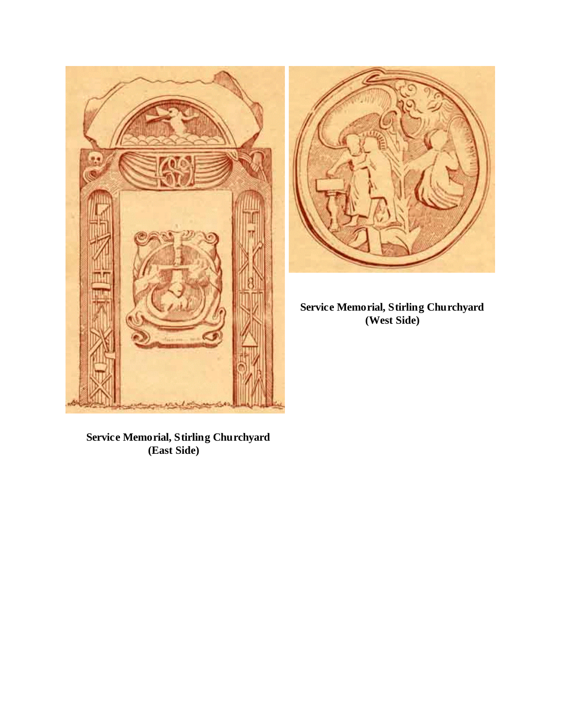**Service Memorial, Stirling Churchyard (West Side)**

**Service Memorial, Stirling Churchyard (East Side)**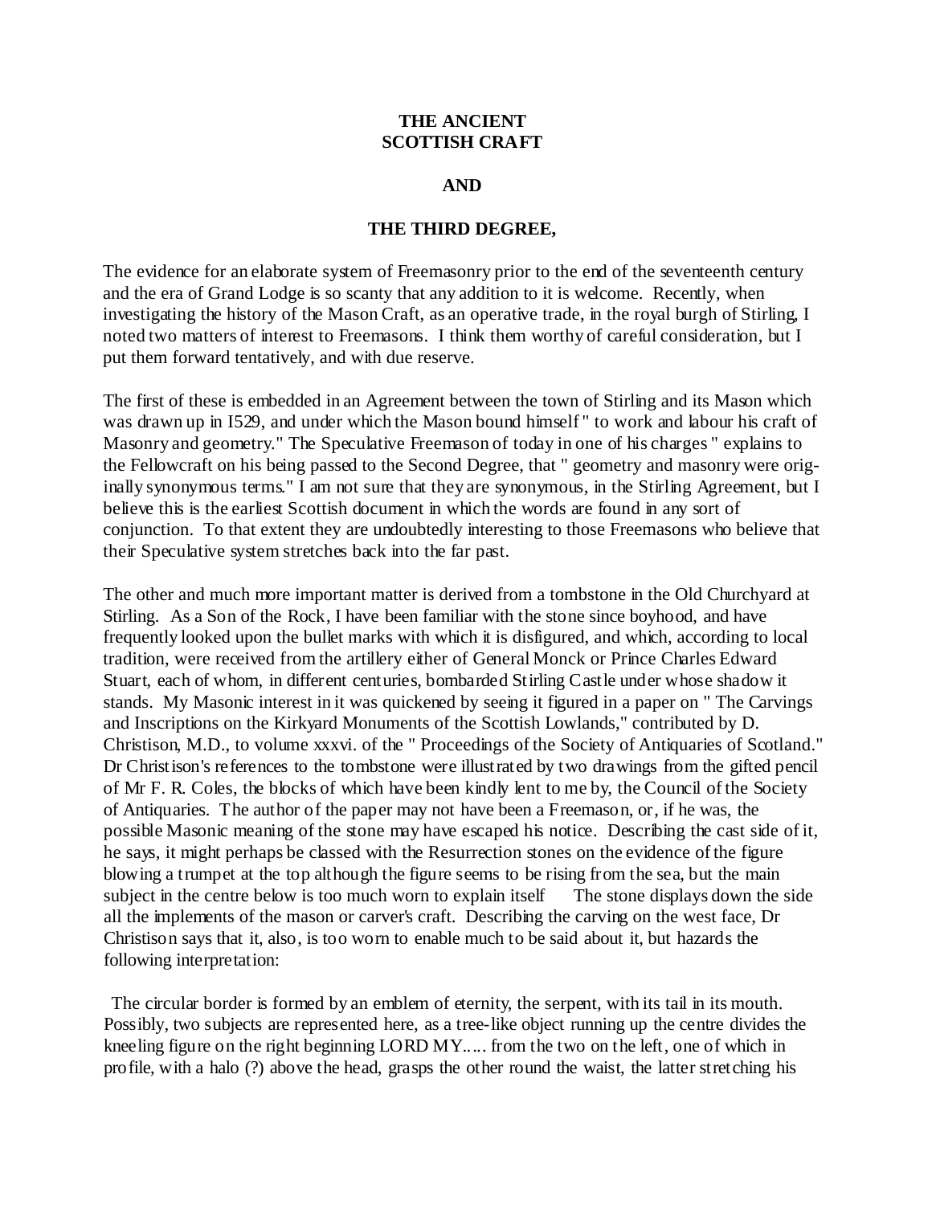**THE ANCIENT SCOTTISH CRAFT**

**AND**

**THE THIRD DEGREE,**

The evidence for an elaborate system of Freemasonry prior to the end of the seventeenth century and the era of Grand Lodge is so scanty that any addition to it is welcome. Recently, when investigating the history of the Mason Craft, as an operative trade, in the royal burgh of Stirling, I noted two matters of interest to Freemasons. I think them worthy of careful consideration, but I put them forward tentatively, and with due reserve.

The first of these is embedded in an Agreement between the town of Stirling and its Mason which was drawn up in I529, and under which the Mason bound himself " to work and labour his craft of Masonry and geometry." The Speculative Freemason of today in one of his charges " explains to the Fellowcraft on his being passed to the Second Degree, that " geometry and masonry were originally synonymous terms." I am not sure that they are synonymous, in the Stirling Agreement, but I believe this is the earliest Scottish document in which the words are found in any sort of conjunction. To that extent they are undoubtedly interesting to those Freemasons who believe that their Speculative system stretches back into the far past.

The other and much more important matter is derived from a tombstone in the Old Churchyard at Stirling. As a Son of the Rock, I have been familiar with the stone since boyhood, and have frequently looked upon the bullet marks with which it is disfigured, and which, according to local tradition, were received from the artillery either of General Monck or Prince Charles Edward Stuart, each of whom, in different centuries, bombarded Stirling Castle under whose shadow it stands. My Masonic interest in it was quickened by seeing it figured in a paper on " The Carvings and Inscriptions on the Kirkyard Monuments of the Scottish Lowlands," contributed by D. Christison, M.D., to volume xxxvi. of the " Proceedings of the Society of Antiquaries of Scotland." Dr Christison's references to the tombstone were illustrated by two drawings from the gifted pencil of Mr F. R. Coles, the blocks of which have been kindly lent to me by, the Council of the Society of Antiquaries. The author of the paper may not have been a Freemason, or, if he was, the possible Masonic meaning of the stone may have escaped his notice. Describing the cast side of it, he says, it might perhaps be classed with the Resurrection stones on the evidence of the figure blowing a trumpet at the top although the figure seems to be rising from the sea, but the main subject in the centre below is too much worn to explain itself The stone displays down the side all the implements of the mason or carver's craft. Describing the carving on the west face, Dr Christison says that it, also, is too worn to enable much to be said about it, but hazards the following interpretation:

The circular border is formed by an emblem of eternity, the serpent, with its tail in its mouth. Possibly, two subjects are represented here, as a tree-like object running up the centre divides the kneeling figure on the right beginning LORD MY..... from the two on the left, one of which in profile, with a halo (?) above the head, grasps the other round the waist, the latter stretching his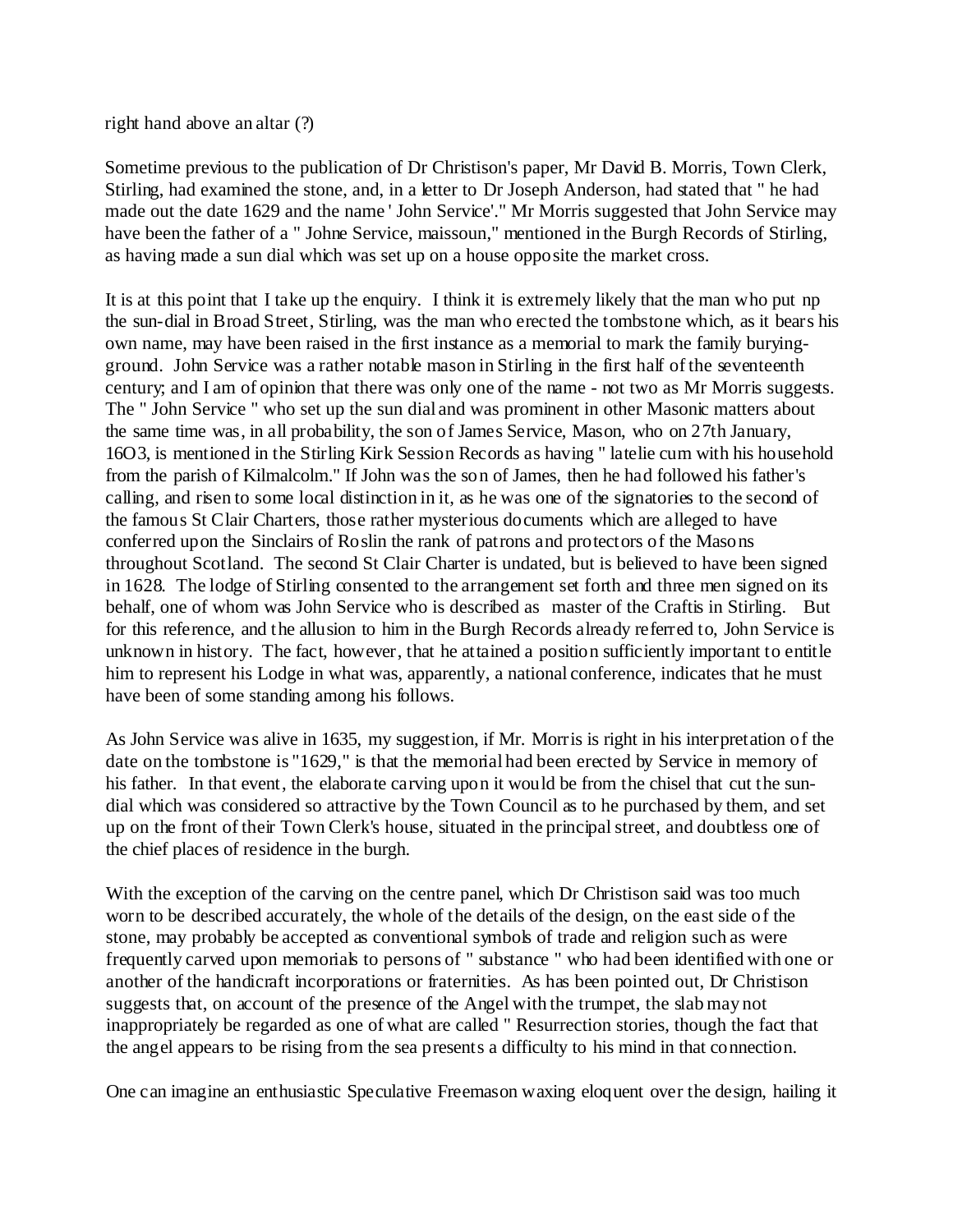right hand above an altar (?)

Sometime previous to the publication of Dr Christison's paper, Mr David B. Morris, Town Clerk, Stirling, had examined the stone, and, in a letter to Dr Joseph Anderson, had stated that " he had made out the date 1629 and the name ' John Service'." Mr Morris suggested that John Service may have been the father of a " Johne Service, maissoun," mentioned in the Burgh Records of Stirling, as having made a sun dial which was set up on a house opposite the market cross.

It is at this point that I take up the enquiry. I think it is extremely likely that the man who put np the sun-dial in Broad Street, Stirling, was the man who erected the tombstone which, as it bears his own name, may have been raised in the first instance as a memorial to mark the family burying-ground. John Service was a rather notable mason in Stirling in the first half of the seventeenth century; and I am of opinion that there was only one of the name - not two as Mr Morris suggests. The " John Service " who set up the sun dial and was prominent in other Masonic matters about the same time was, in all probability, the son of James Service, Mason, who on 27th January, 16O3, is mentioned in the Stirling Kirk Session Records as having " latelie cum with his household from the parish of Kilmalcolm." If John was the son of James, then he had followed his father's calling, and risen to some local distinction in it, as he was one of the signatories to the second of the famous St Clair Charters, those rather mysterious documents which are alleged to have conferred upon the Sinclairs of Roslin the rank of patrons and protectors of the Masons throughout Scotland. The second St Clair Charter is undated, but is believed to have been signed in 1628. The lodge of Stirling consented to the arrangement set forth and three men signed on its behalf, one of whom was John Service who is described as master of the Craftis in Stirling. But for this reference, and the allusion to him in the Burgh Records already referred to, John Service is unknown in history. The fact, however, that he attained a position sufficiently important to entitle him to represent his Lodge in what was, apparently, a national conference, indicates that he must have been of some standing among his follows.

As John Service was alive in 1635, my suggestion, if Mr. Morris is right in his interpretation of the date on the tombstone is "1629," is that the memorial had been erected by Service in memory of his father. In that event, the elaborate carving upon it would be from the chisel that cut the sun-dial which was considered so attractive by the Town Council as to he purchased by them, and set up on the front of their Town Clerk's house, situated in the principal street, and doubtless one of the chief places of residence in the burgh.

With the exception of the carving on the centre panel, which Dr Christison said was too much worn to be described accurately, the whole of the details of the design, on the east side of the stone, may probably be accepted as conventional symbols of trade and religion such as were frequently carved upon memorials to persons of " substance " who had been identified with one or another of the handicraft incorporations or fraternities. As has been pointed out, Dr Christison suggests that, on account of the presence of the Angel with the trumpet, the slab may not inappropriately be regarded as one of what are called " Resurrection stories, though the fact that the angel appears to be rising from the sea presents a difficulty to his mind in that connection.

One can imagine an enthusiastic Speculative Freemason waxing eloquent over the design, hailing it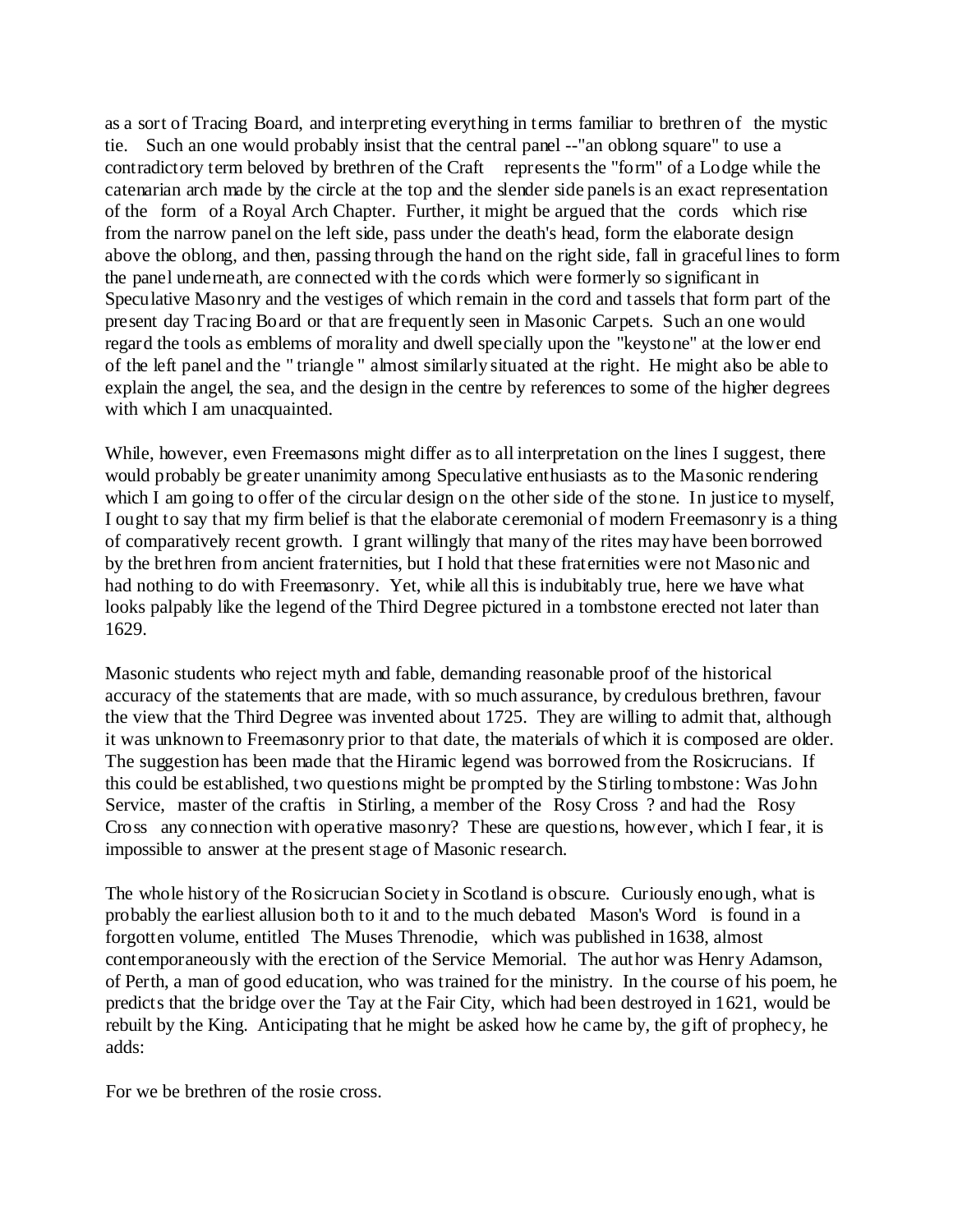as a sort of Tracing Board, and interpreting everything in terms familiar to brethren of the mystic tie. Such an one would probably insist that the central panel --"an oblong square" to use a contradictory term beloved by brethren of the Craft represents the "form" of a Lodge while the catenarian arch made by the circle at the top and the slender side panels is an exact representation of the form of a Royal Arch Chapter. Further, it might be argued that the cords which rise from the narrow panel on the left side, pass under the death's head, form the elaborate design above the oblong, and then, passing through the hand on the right side, fall in graceful lines to form the panel underneath, are connected with the cords which were formerly so significant in Speculative Masonry and the vestiges of which remain in the cord and tassels that form part of the present day Tracing Board or that are frequently seen in Masonic Carpets. Such an one would regard the tools as emblems of morality and dwell specially upon the "keystone" at the lower end of the left panel and the " triangle " almost similarly situated at the right. He might also be able to explain the angel, the sea, and the design in the centre by references to some of the higher degrees with which I am unacquainted.

While, however, even Freemasons might differ as to all interpretation on the lines I suggest, there would probably be greater unanimity among Speculative enthusiasts as to the Masonic rendering which I am going to offer of the circular design on the other side of the stone. In justice to myself, I ought to say that my firm belief is that the elaborate ceremonial of modern Freemasonry is a thing of comparatively recent growth. I grant willingly that many of the rites may have been borrowed by the brethren from ancient fraternities, but I hold that these fraternities were not Masonic and had nothing to do with Freemasonry. Yet, while all this is indubitably true, here we have what looks palpably like the legend of the Third Degree pictured in a tombstone erected not later than 1629.

Masonic students who reject myth and fable, demanding reasonable proof of the historical accuracy of the statements that are made, with so much assurance, by credulous brethren, favour the view that the Third Degree was invented about 1725. They are willing to admit that, although it was unknown to Freemasonry prior to that date, the materials of which it is composed are older. The suggestion has been made that the Hiramic legend was borrowed from the Rosicrucians. If this could be established, two questions might be prompted by the Stirling tombstone: Was John Service, master of the craftis in Stirling, a member of the Rosy Cross ? and had the Rosy Cross any connection with operative masonry? These are questions, however, which I fear, it is impossible to answer at the present stage of Masonic research.

The whole history of the Rosicrucian Society in Scotland is obscure. Curiously enough, what is probably the earliest allusion both to it and to the much debated Mason's Word is found in a forgotten volume, entitled The Muses Threnodie, which was published in 1638, almost contemporaneously with the erection of the Service Memorial. The author was Henry Adamson, of Perth, a man of good education, who was trained for the ministry. In the course of his poem, he predicts that the bridge over the Tay at the Fair City, which had been destroyed in 1621, would be rebuilt by the King. Anticipating that he might be asked how he came by, the gift of prophecy, he adds:

For we be brethren of the rosie cross.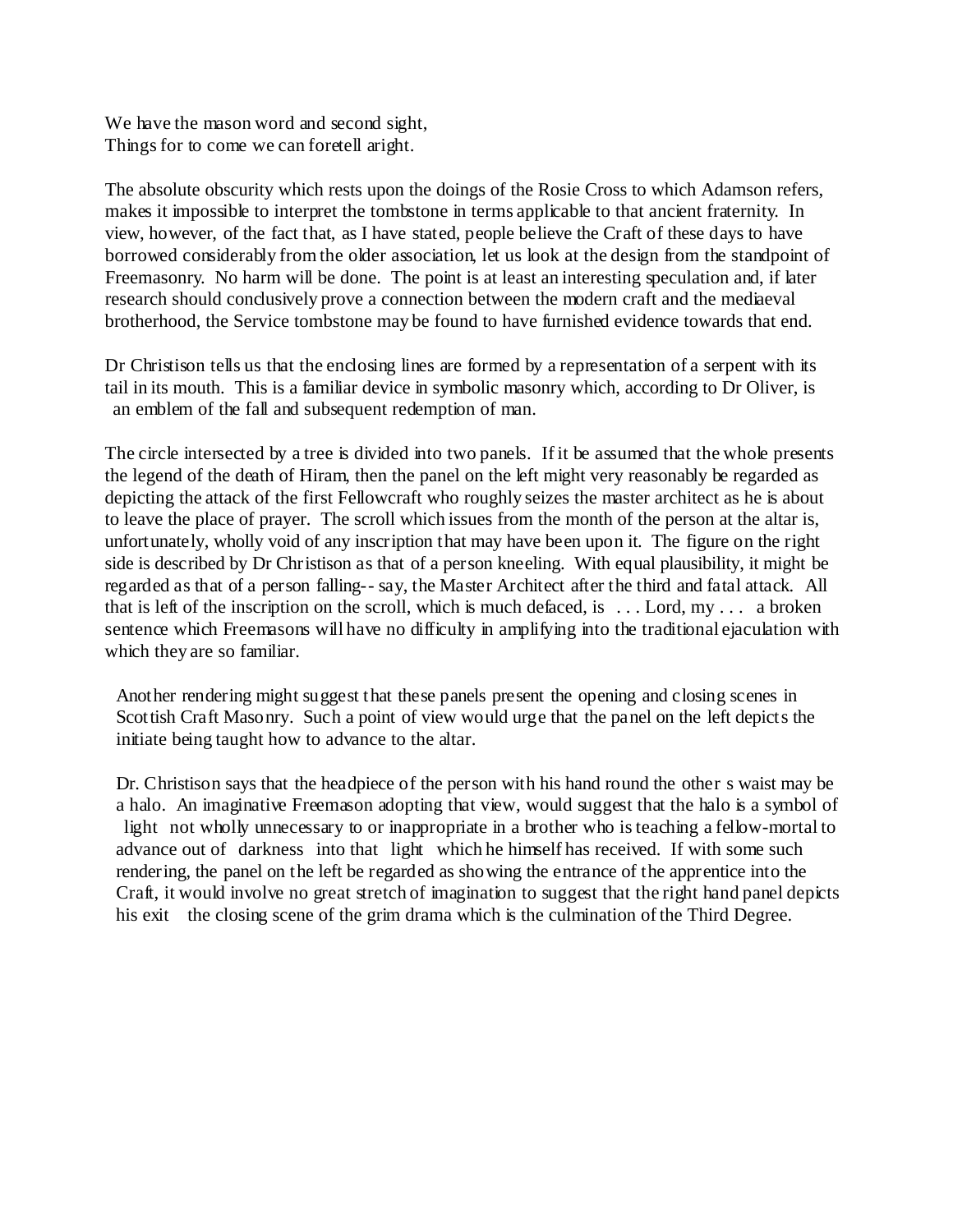We have the mason word and second sight,
Things for to come we can foretell aright.

The absolute obscurity which rests upon the doings of the Rosie Cross to which Adamson refers, makes it impossible to interpret the tombstone in terms applicable to that ancient fraternity. In view, however, of the fact that, as I have stated, people believe the Craft of these days to have borrowed considerably from the older association, let us look at the design from the standpoint of Freemasonry. No harm will be done. The point is at least an interesting speculation and, if later research should conclusively prove a connection between the modern craft and the mediaeval brotherhood, the Service tombstone may be found to have furnished evidence towards that end.

Dr Christison tells us that the enclosing lines are formed by a representation of a serpent with its tail in its mouth. This is a familiar device in symbolic masonry which, according to Dr Oliver, is an emblem of the fall and subsequent redemption of man.

The circle intersected by a tree is divided into two panels. If it be assumed that the whole presents the legend of the death of Hiram, then the panel on the left might very reasonably be regarded as depicting the attack of the first Fellowcraft who roughly seizes the master architect as he is about to leave the place of prayer. The scroll which issues from the month of the person at the altar is, unfortunately, wholly void of any inscription that may have been upon it. The figure on the right side is described by Dr Christison as that of a person kneeling. With equal plausibility, it might be regarded as that of a person falling-- say, the Master Architect after the third and fatal attack. All that is left of the inscription on the scroll, which is much defaced, is . . . Lord, my . . . a broken sentence which Freemasons will have no difficulty in amplifying into the traditional ejaculation with which they are so familiar.

Another rendering might suggest that these panels present the opening and closing scenes in Scottish Craft Masonry. Such a point of view would urge that the panel on the left depicts the initiate being taught how to advance to the altar.

Dr. Christison says that the headpiece of the person with his hand round the other s waist may be a halo. An imaginative Freemason adopting that view, would suggest that the halo is a symbol of light not wholly unnecessary to or inappropriate in a brother who is teaching a fellow-mortal to advance out of darkness into that light which he himself has received. If with some such rendering, the panel on the left be regarded as showing the entrance of the apprentice into the Craft, it would involve no great stretch of imagination to suggest that the right hand panel depicts his exit the closing scene of the grim drama which is the culmination of the Third Degree.